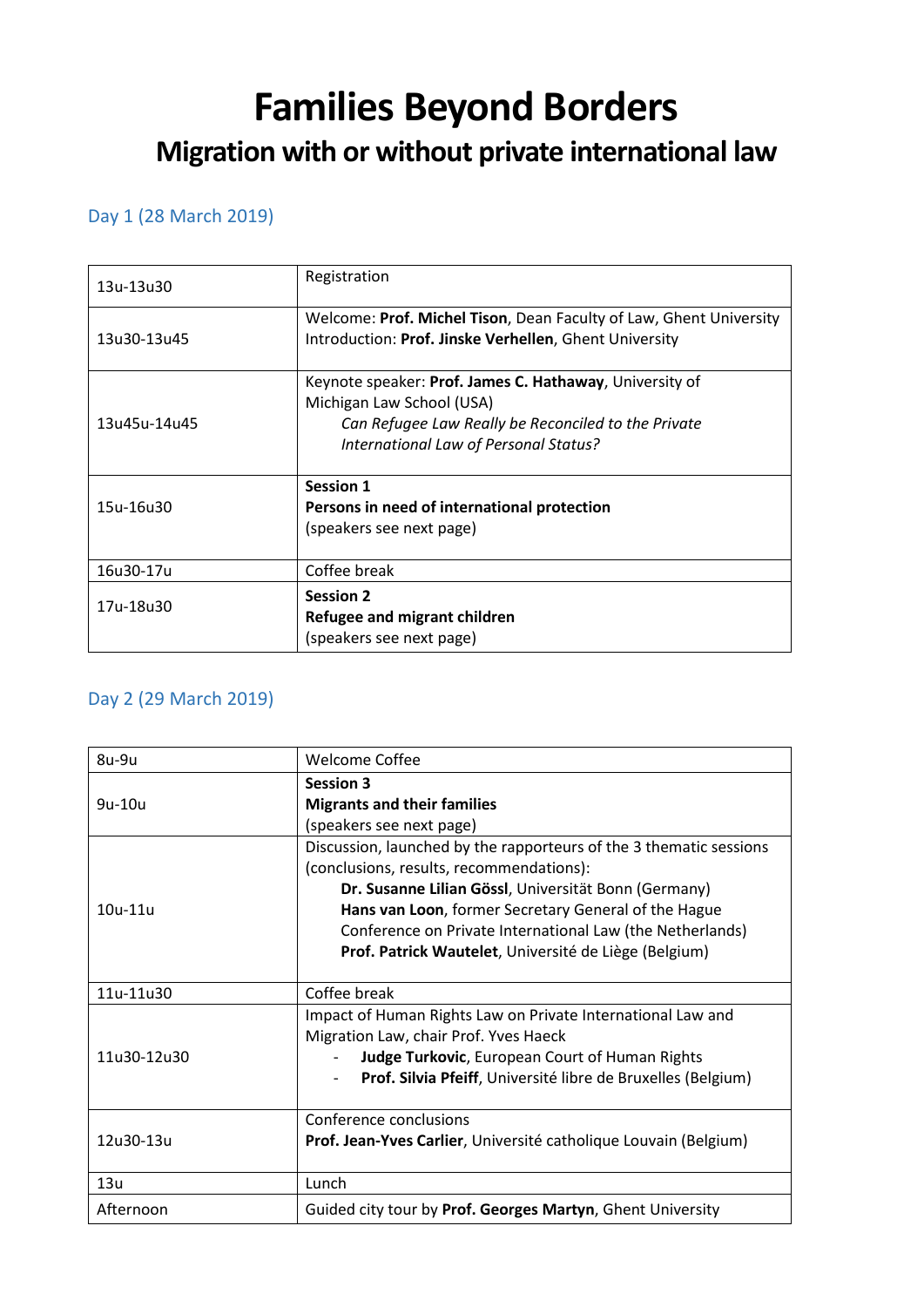# Families Beyond Borders

## Migration with or without private international law

### Day 1 (28 March 2019)

| | |
|---|---|
| 13u-13u30 | Registration |
| 13u30-13u45 | Welcome: **Prof. Michel Tison**, Dean Faculty of Law, Ghent University<br>Introduction: **Prof. Jinske Verhellen**, Ghent University |
| 13u45u-14u45 | Keynote speaker: **Prof. James C. Hathaway**, University of Michigan Law School (USA)<br>*Can Refugee Law Really be Reconciled to the Private International Law of Personal Status?* |
| 15u-16u30 | **Session 1**<br>**Persons in need of international protection**<br>(speakers see next page) |
| 16u30-17u | Coffee break |
| 17u-18u30 | **Session 2**<br>**Refugee and migrant children**<br>(speakers see next page) |

### Day 2 (29 March 2019)

| | |
|---|---|
| 8u-9u | Welcome Coffee |
| 9u-10u | **Session 3**<br>**Migrants and their families**<br>(speakers see next page) |
| 10u-11u | Discussion, launched by the rapporteurs of the 3 thematic sessions (conclusions, results, recommendations):<br>**Dr. Susanne Lilian Gössl**, Universität Bonn (Germany)<br>**Hans van Loon**, former Secretary General of the Hague Conference on Private International Law (the Netherlands)<br>**Prof. Patrick Wautelet**, Université de Liège (Belgium) |
| 11u-11u30 | Coffee break |
| 11u30-12u30 | Impact of Human Rights Law on Private International Law and Migration Law, chair Prof. Yves Haeck<br>- **Judge Turkovic**, European Court of Human Rights<br>- **Prof. Silvia Pfeiff**, Université libre de Bruxelles (Belgium) |
| 12u30-13u | Conference conclusions<br>**Prof. Jean-Yves Carlier**, Université catholique Louvain (Belgium) |
| 13u | Lunch |
| Afternoon | Guided city tour by **Prof. Georges Martyn**, Ghent University |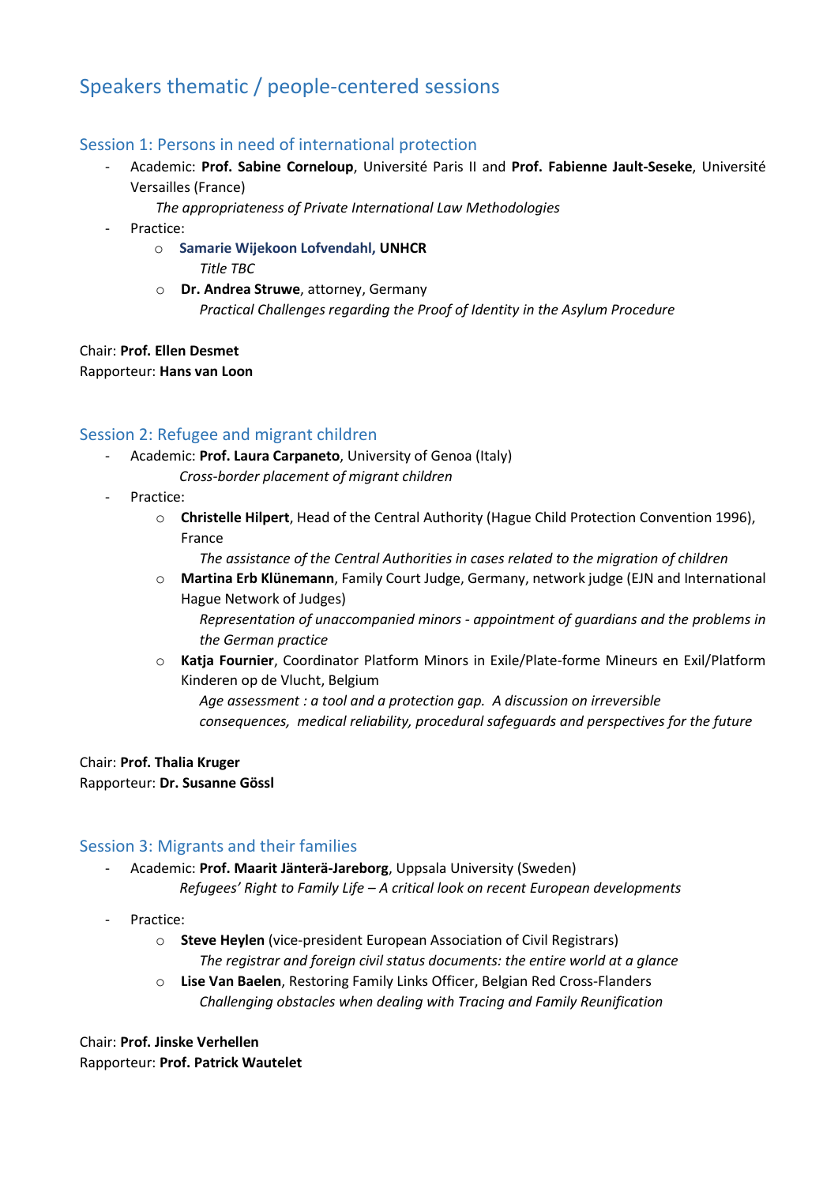# Speakers thematic / people-centered sessions

## Session 1: Persons in need of international protection

- Academic: **Prof. Sabine Corneloup**, Université Paris II and **Prof. Fabienne Jault-Seseke**, Université Versailles (France)
  *The appropriateness of Private International Law Methodologies*
- Practice:
  - **Samarie Wijekoon Lofvendahl, UNHCR**
    *Title TBC*
  - **Dr. Andrea Struwe**, attorney, Germany
    *Practical Challenges regarding the Proof of Identity in the Asylum Procedure*

Chair: **Prof. Ellen Desmet**
Rapporteur: **Hans van Loon**

## Session 2: Refugee and migrant children

- Academic: **Prof. Laura Carpaneto**, University of Genoa (Italy)
  *Cross-border placement of migrant children*
- Practice:
  - **Christelle Hilpert**, Head of the Central Authority (Hague Child Protection Convention 1996), France
    *The assistance of the Central Authorities in cases related to the migration of children*
  - **Martina Erb Klünemann**, Family Court Judge, Germany, network judge (EJN and International Hague Network of Judges)
    *Representation of unaccompanied minors - appointment of guardians and the problems in the German practice*
  - **Katja Fournier**, Coordinator Platform Minors in Exile/Plate-forme Mineurs en Exil/Platform Kinderen op de Vlucht, Belgium
    *Age assessment : a tool and a protection gap. A discussion on irreversible consequences, medical reliability, procedural safeguards and perspectives for the future*

Chair: **Prof. Thalia Kruger**
Rapporteur: **Dr. Susanne Gössl**

## Session 3: Migrants and their families

- Academic: **Prof. Maarit Jänterä-Jareborg**, Uppsala University (Sweden)
  *Refugees' Right to Family Life – A critical look on recent European developments*
- Practice:
  - **Steve Heylen** (vice-president European Association of Civil Registrars)
    *The registrar and foreign civil status documents: the entire world at a glance*
  - **Lise Van Baelen**, Restoring Family Links Officer, Belgian Red Cross-Flanders
    *Challenging obstacles when dealing with Tracing and Family Reunification*

Chair: **Prof. Jinske Verhellen**
Rapporteur: **Prof. Patrick Wautelet**